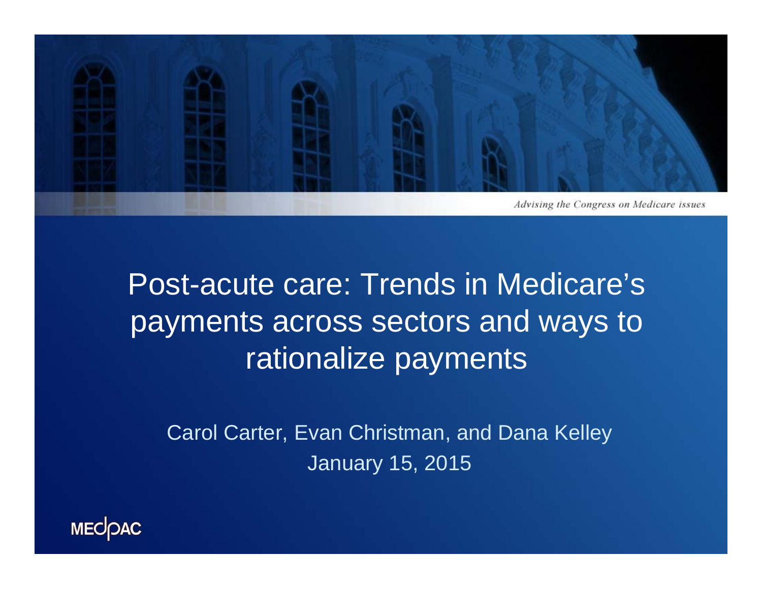*Advising the Congress on Medicare issues*

# Post-acute care: Trends in Medicare's payments across sectors and ways to rationalize payments

Carol Carter, Evan Christman, and Dana Kelley

January 15, 2015

MEDPAC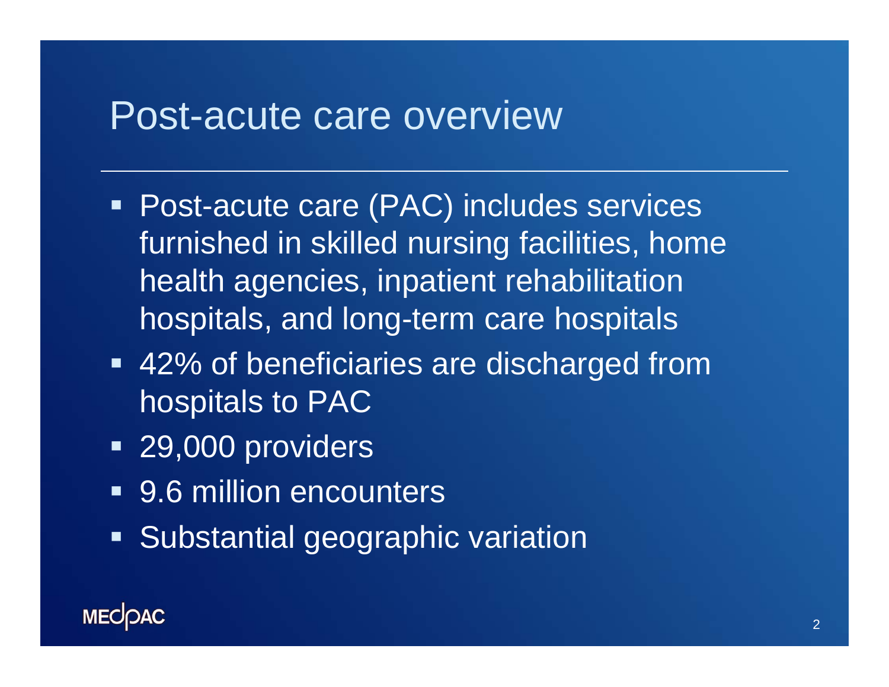# Post-acute care overview

- Post-acute care (PAC) includes services furnished in skilled nursing facilities, home health agencies, inpatient rehabilitation hospitals, and long-term care hospitals
- 42% of beneficiaries are discharged from hospitals to PAC
- 29,000 providers
- 9.6 million encounters
- Substantial geographic variation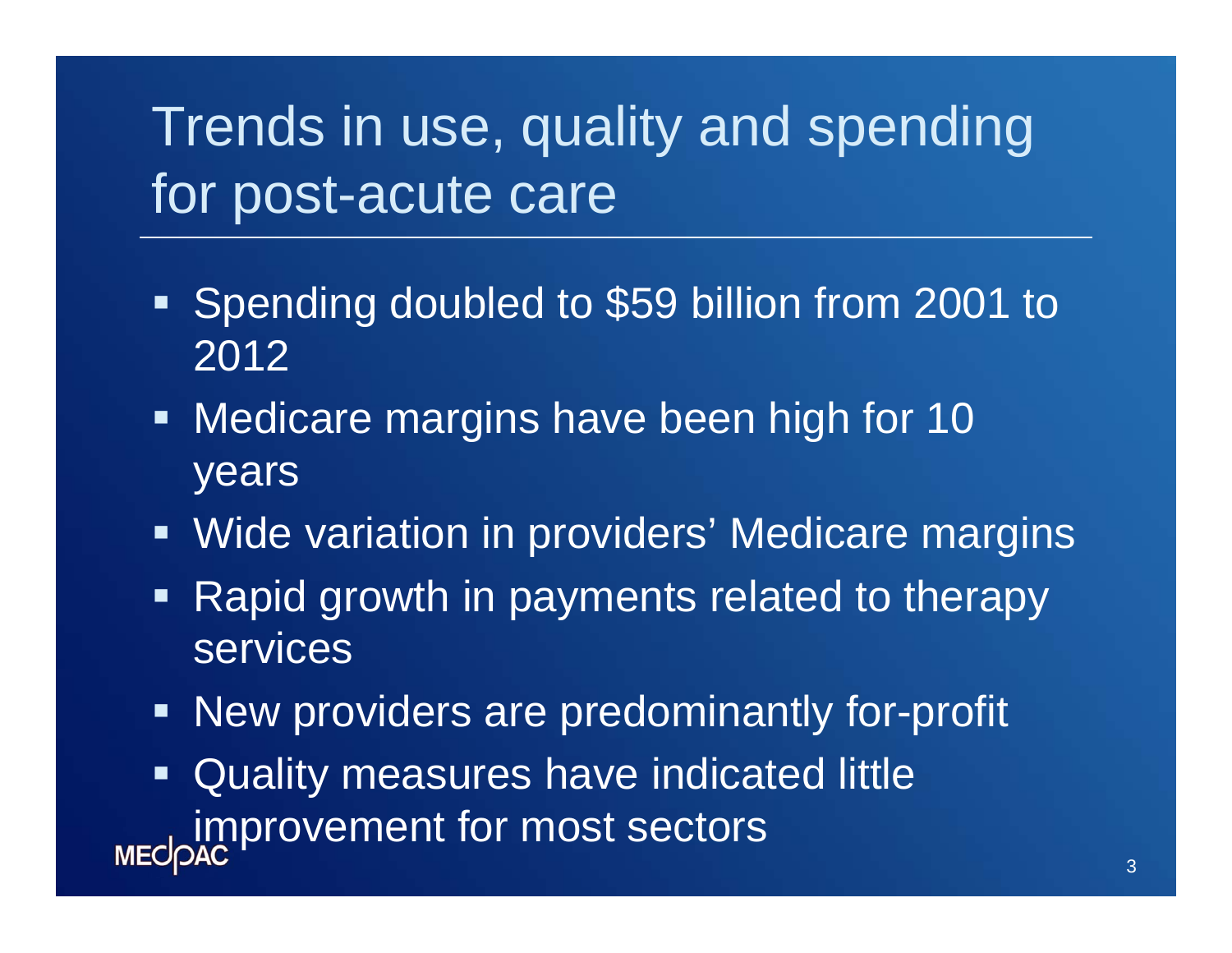# Trends in use, quality and spending for post-acute care

- Spending doubled to $59 billion from 2001 to 2012
- Medicare margins have been high for 10 years
- Wide variation in providers' Medicare margins
- Rapid growth in payments related to therapy services
- New providers are predominantly for-profit
- Quality measures have indicated little improvement for most sectors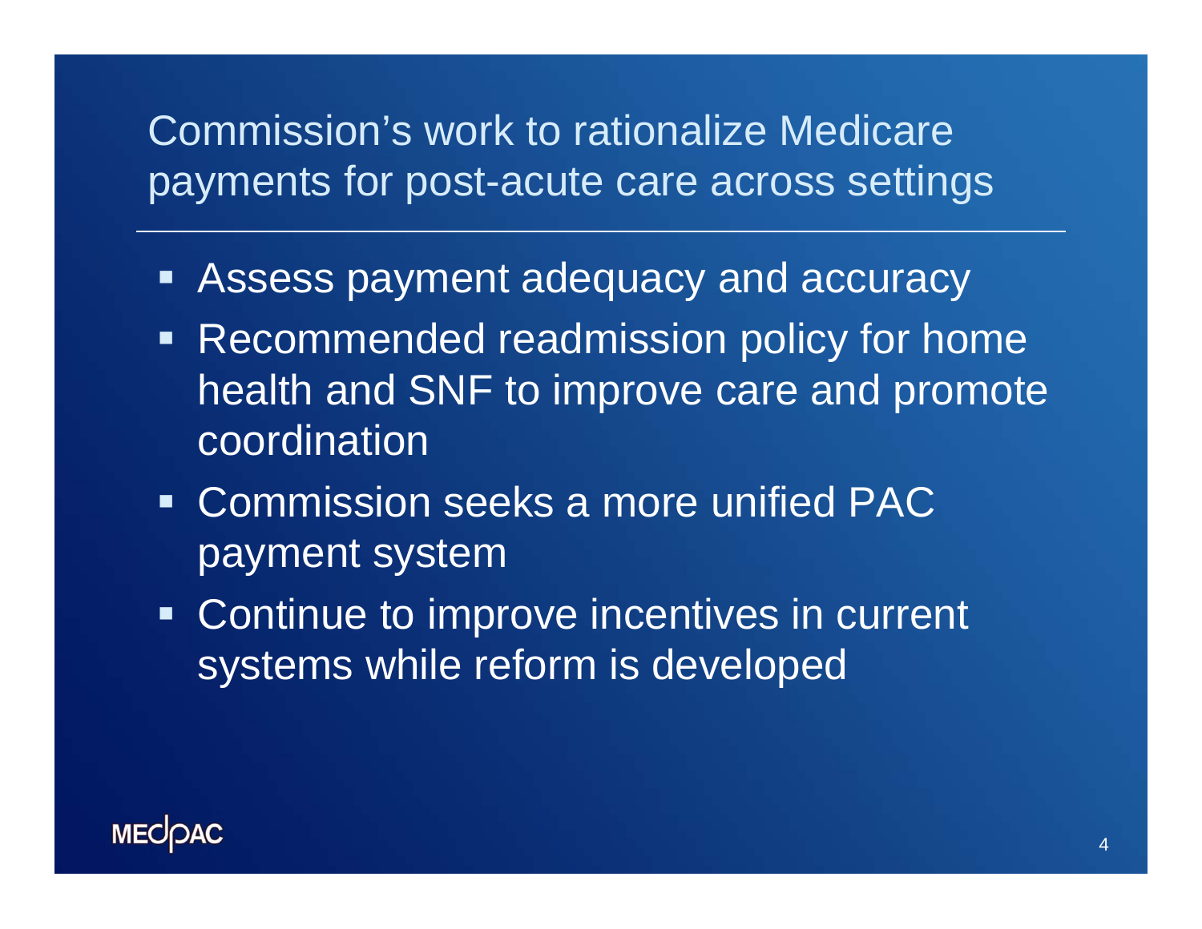# Commission's work to rationalize Medicare payments for post-acute care across settings

- Assess payment adequacy and accuracy
- Recommended readmission policy for home health and SNF to improve care and promote coordination
- Commission seeks a more unified PAC payment system
- Continue to improve incentives in current systems while reform is developed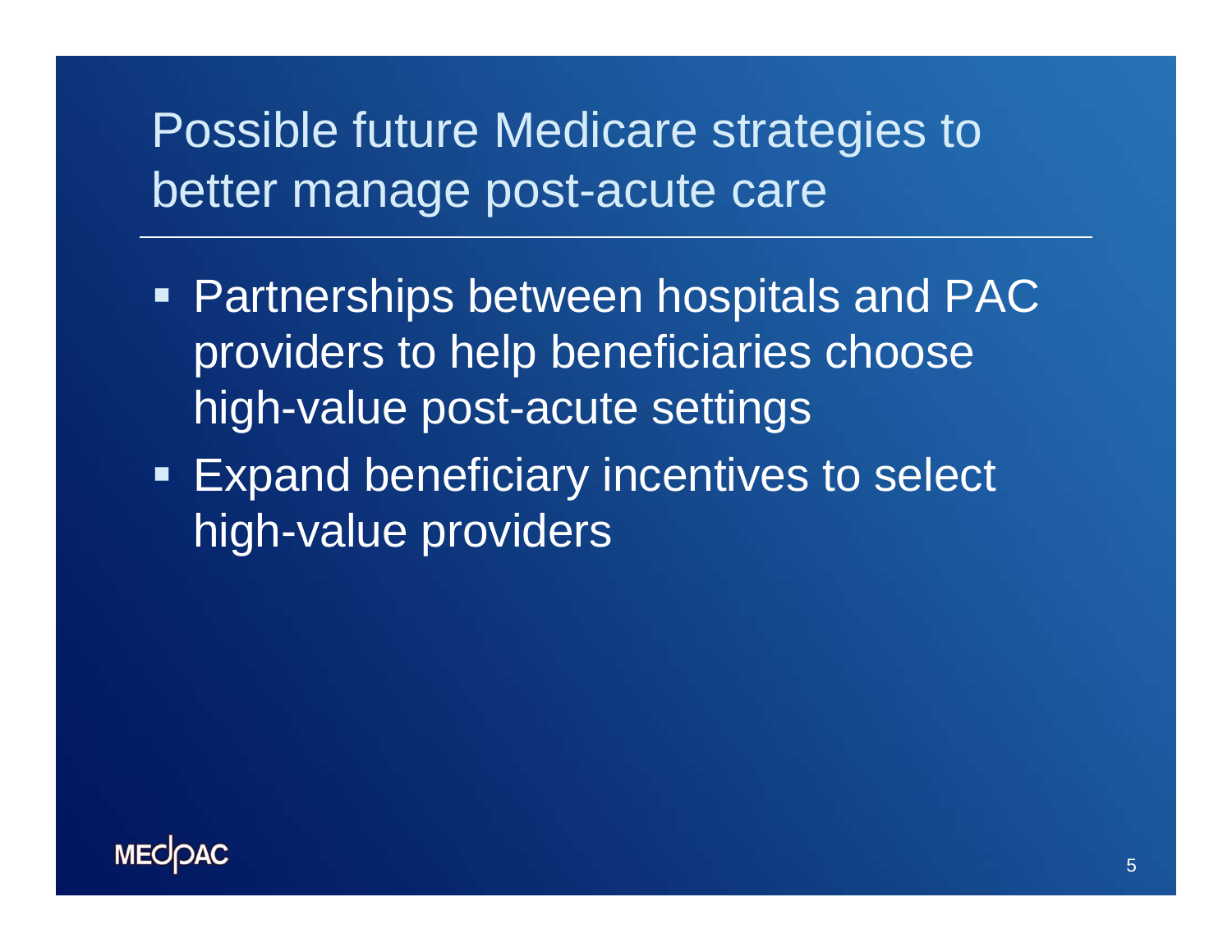# Possible future Medicare strategies to better manage post-acute care

- Partnerships between hospitals and PAC providers to help beneficiaries choose high-value post-acute settings
- Expand beneficiary incentives to select high-value providers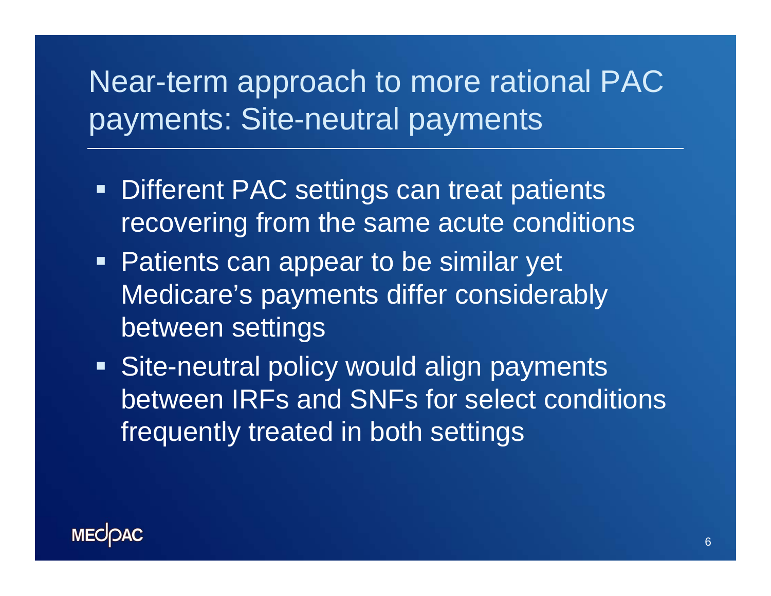# Near-term approach to more rational PAC payments: Site-neutral payments

- Different PAC settings can treat patients recovering from the same acute conditions
- Patients can appear to be similar yet Medicare's payments differ considerably between settings
- Site-neutral policy would align payments between IRFs and SNFs for select conditions frequently treated in both settings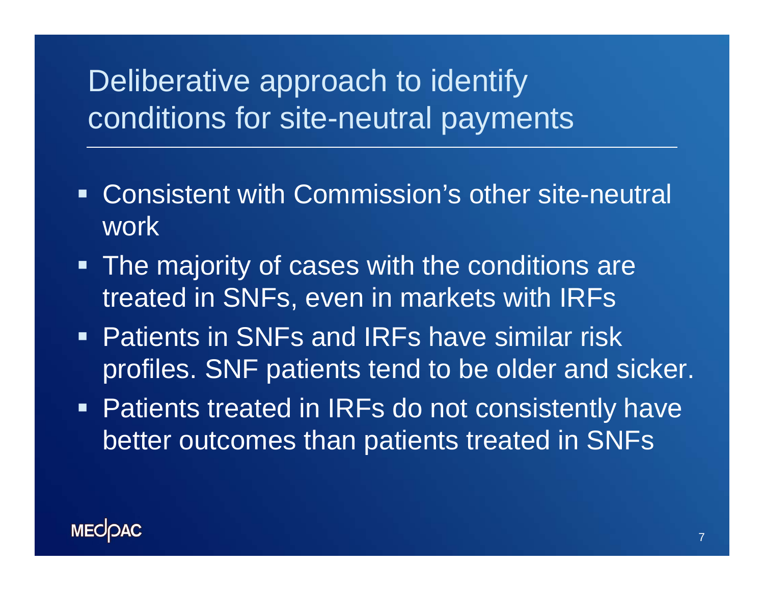# Deliberative approach to identify conditions for site-neutral payments

- Consistent with Commission's other site-neutral work
- The majority of cases with the conditions are treated in SNFs, even in markets with IRFs
- Patients in SNFs and IRFs have similar risk profiles. SNF patients tend to be older and sicker.
- Patients treated in IRFs do not consistently have better outcomes than patients treated in SNFs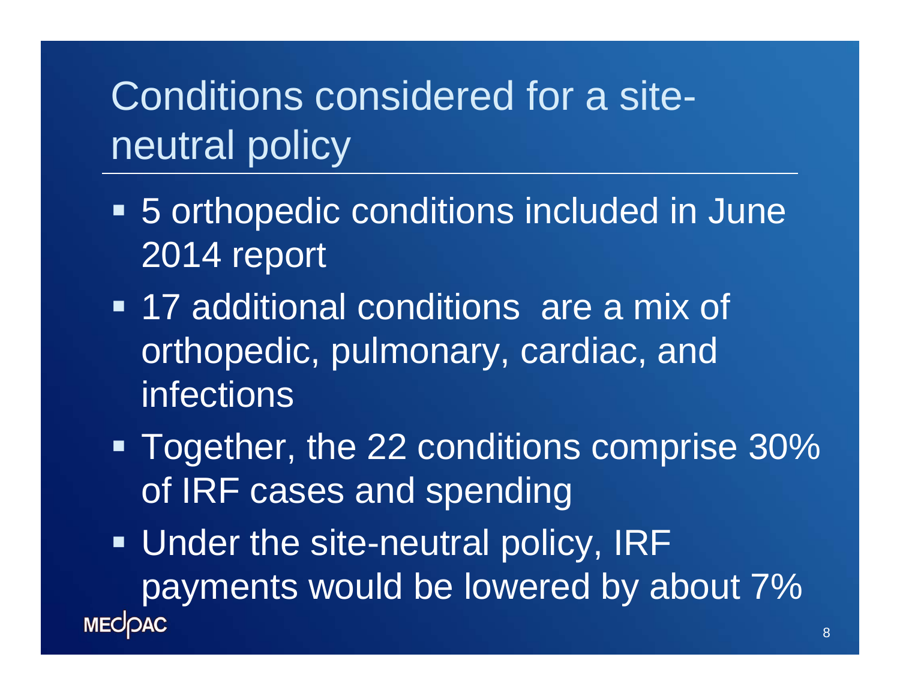# Conditions considered for a site-neutral policy

- 5 orthopedic conditions included in June 2014 report
- 17 additional conditions are a mix of orthopedic, pulmonary, cardiac, and infections
- Together, the 22 conditions comprise 30% of IRF cases and spending
- Under the site-neutral policy, IRF payments would be lowered by about 7%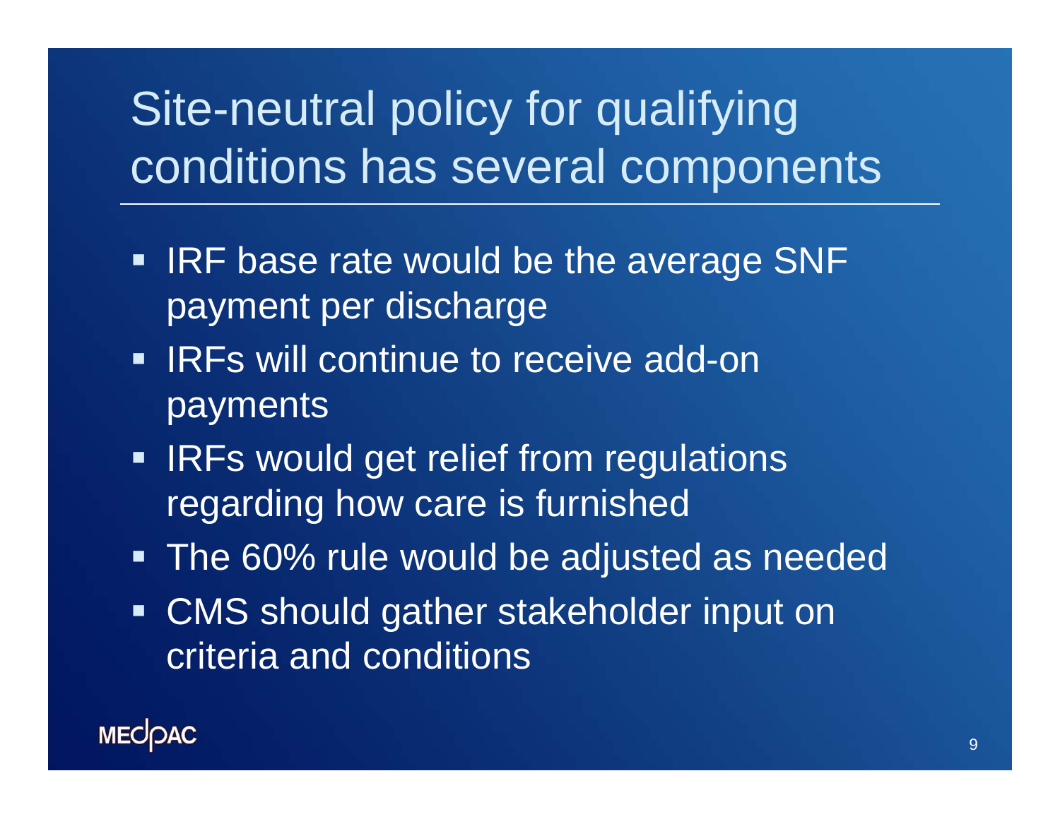# Site-neutral policy for qualifying conditions has several components

- IRF base rate would be the average SNF payment per discharge
- IRFs will continue to receive add-on payments
- IRFs would get relief from regulations regarding how care is furnished
- The 60% rule would be adjusted as needed
- CMS should gather stakeholder input on criteria and conditions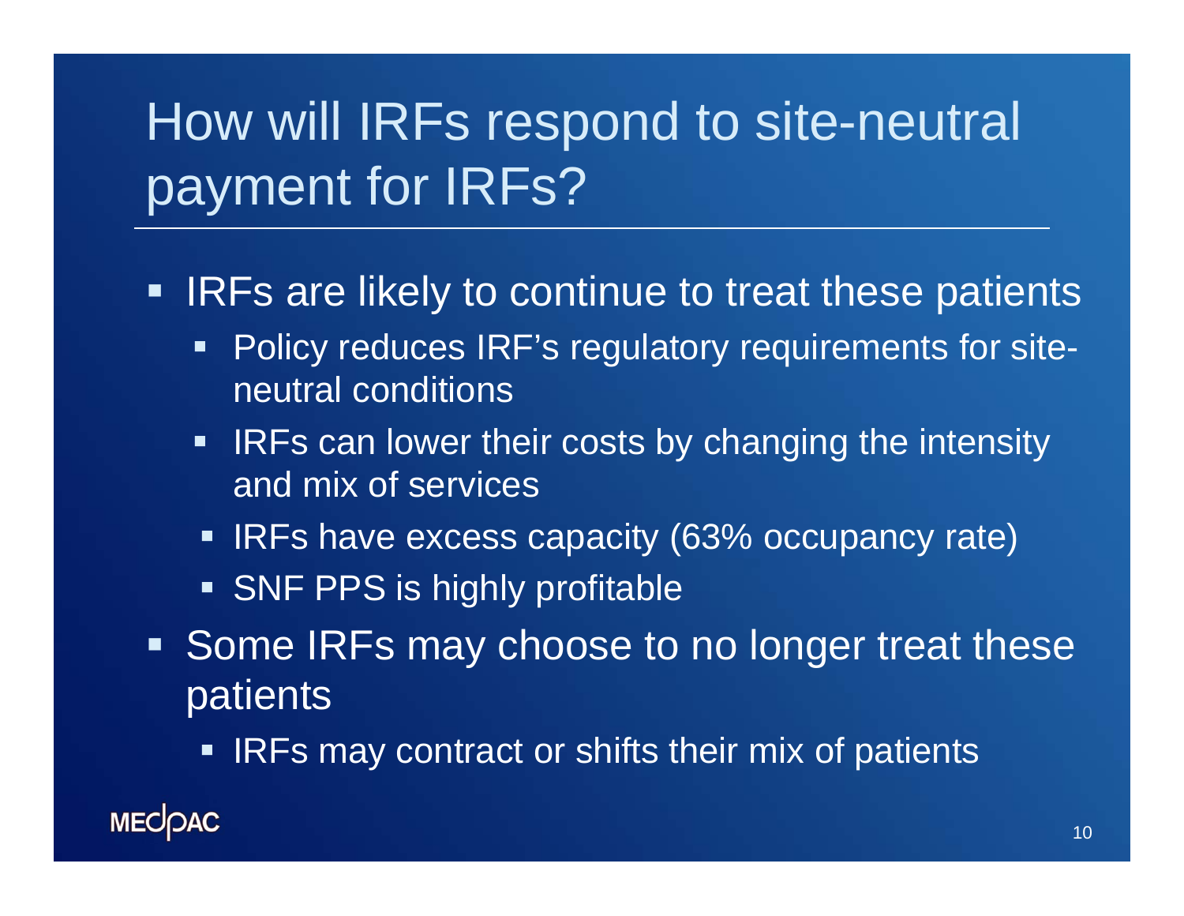# How will IRFs respond to site-neutral payment for IRFs?

- IRFs are likely to continue to treat these patients
  - Policy reduces IRF's regulatory requirements for site-neutral conditions
  - IRFs can lower their costs by changing the intensity and mix of services
  - IRFs have excess capacity (63% occupancy rate)
  - SNF PPS is highly profitable
- Some IRFs may choose to no longer treat these patients
  - IRFs may contract or shifts their mix of patients